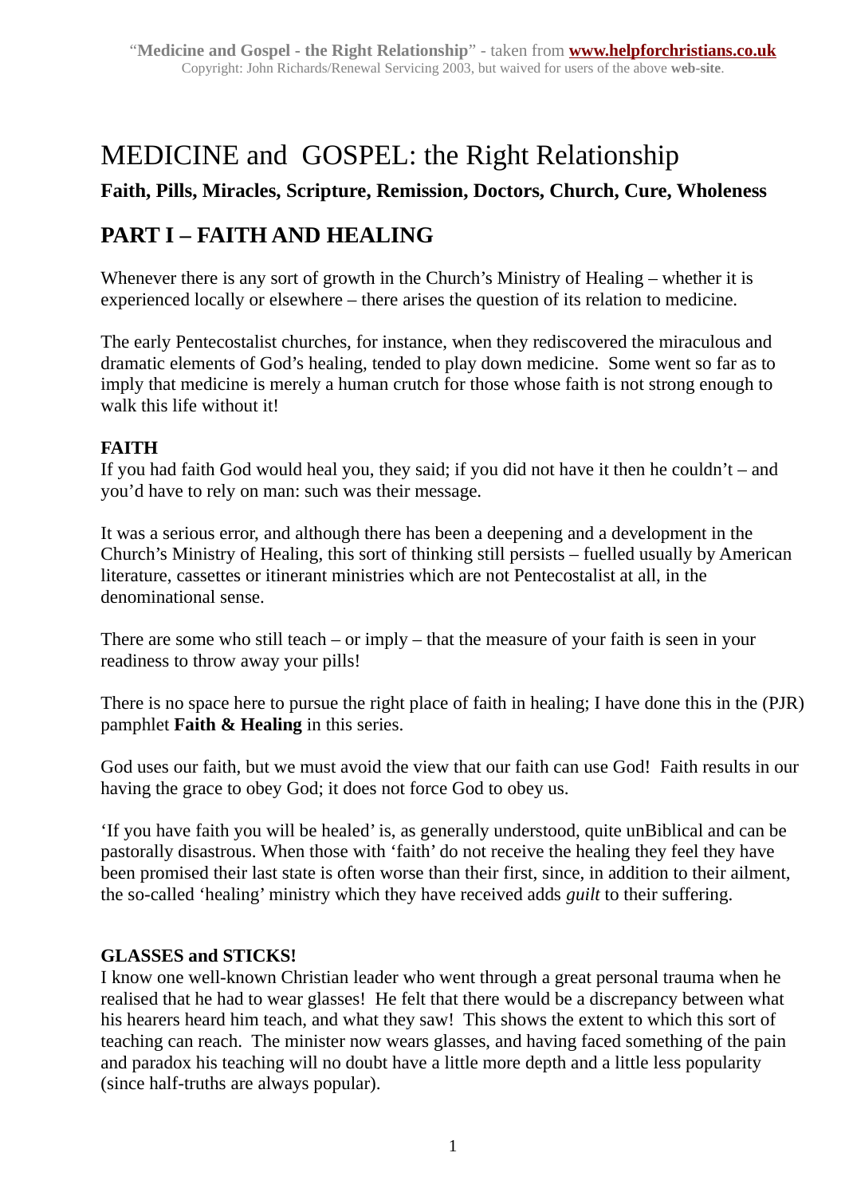# MEDICINE and GOSPEL: the Right Relationship

**Faith, Pills, Miracles, Scripture, Remission, Doctors, Church, Cure, Wholeness**

## PART I – FAITH AND HEALING

Whenever there is any sort of growth in the Church's Ministry of Healing – whether it is experienced locally or elsewhere – there arises the question of its relation to medicine.

The early Pentecostalist churches, for instance, when they rediscovered the miraculous and dramatic elements of God's healing, tended to play down medicine. Some went so far as to imply that medicine is merely a human crutch for those whose faith is not strong enough to walk this life without it!

### FAITH

If you had faith God would heal you, they said; if you did not have it then he couldn't – and you'd have to rely on man: such was their message.

It was a serious error, and although there has been a deepening and a development in the Church's Ministry of Healing, this sort of thinking still persists – fuelled usually by American literature, cassettes or itinerant ministries which are not Pentecostalist at all, in the denominational sense.

There are some who still teach – or imply – that the measure of your faith is seen in your readiness to throw away your pills!

There is no space here to pursue the right place of faith in healing; I have done this in the (PJR) pamphlet **Faith & Healing** in this series.

God uses our faith, but we must avoid the view that our faith can use God! Faith results in our having the grace to obey God; it does not force God to obey us.

'If you have faith you will be healed' is, as generally understood, quite unBiblical and can be pastorally disastrous. When those with 'faith' do not receive the healing they feel they have been promised their last state is often worse than their first, since, in addition to their ailment, the so-called 'healing' ministry which they have received adds *guilt* to their suffering.

### GLASSES and STICKS!

I know one well-known Christian leader who went through a great personal trauma when he realised that he had to wear glasses! He felt that there would be a discrepancy between what his hearers heard him teach, and what they saw! This shows the extent to which this sort of teaching can reach. The minister now wears glasses, and having faced something of the pain and paradox his teaching will no doubt have a little more depth and a little less popularity (since half-truths are always popular).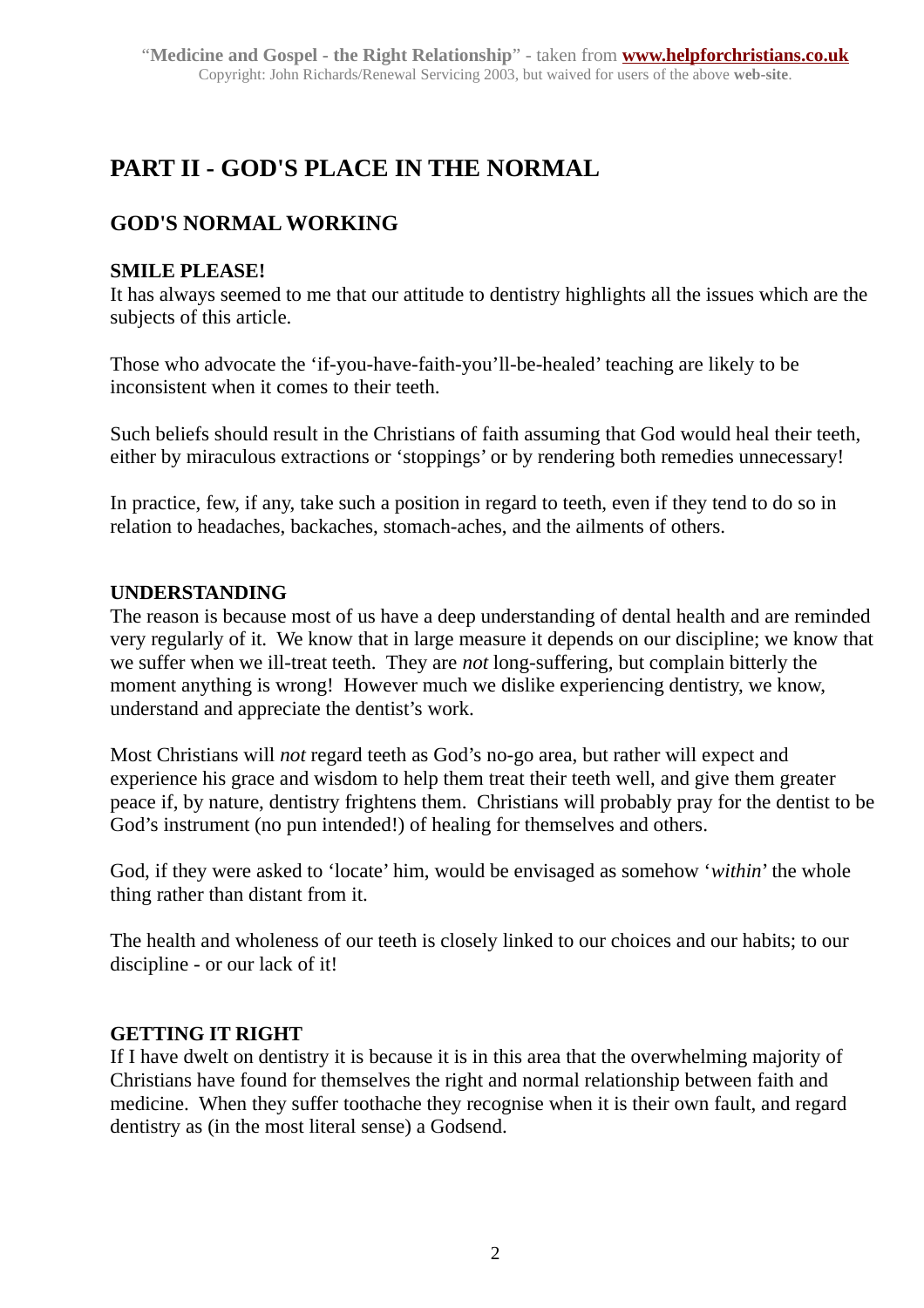## PART II - GOD'S PLACE IN THE NORMAL

### GOD'S NORMAL WORKING

**SMILE PLEASE!**

It has always seemed to me that our attitude to dentistry highlights all the issues which are the subjects of this article.

Those who advocate the 'if-you-have-faith-you'll-be-healed' teaching are likely to be inconsistent when it comes to their teeth.

Such beliefs should result in the Christians of faith assuming that God would heal their teeth, either by miraculous extractions or 'stoppings' or by rendering both remedies unnecessary!

In practice, few, if any, take such a position in regard to teeth, even if they tend to do so in relation to headaches, backaches, stomach-aches, and the ailments of others.

**UNDERSTANDING**

The reason is because most of us have a deep understanding of dental health and are reminded very regularly of it. We know that in large measure it depends on our discipline; we know that we suffer when we ill-treat teeth. They are *not* long-suffering, but complain bitterly the moment anything is wrong! However much we dislike experiencing dentistry, we know, understand and appreciate the dentist's work.

Most Christians will *not* regard teeth as God's no-go area, but rather will expect and experience his grace and wisdom to help them treat their teeth well, and give them greater peace if, by nature, dentistry frightens them. Christians will probably pray for the dentist to be God's instrument (no pun intended!) of healing for themselves and others.

God, if they were asked to 'locate' him, would be envisaged as somehow '*within*' the whole thing rather than distant from it.

The health and wholeness of our teeth is closely linked to our choices and our habits; to our discipline - or our lack of it!

**GETTING IT RIGHT**

If I have dwelt on dentistry it is because it is in this area that the overwhelming majority of Christians have found for themselves the right and normal relationship between faith and medicine. When they suffer toothache they recognise when it is their own fault, and regard dentistry as (in the most literal sense) a Godsend.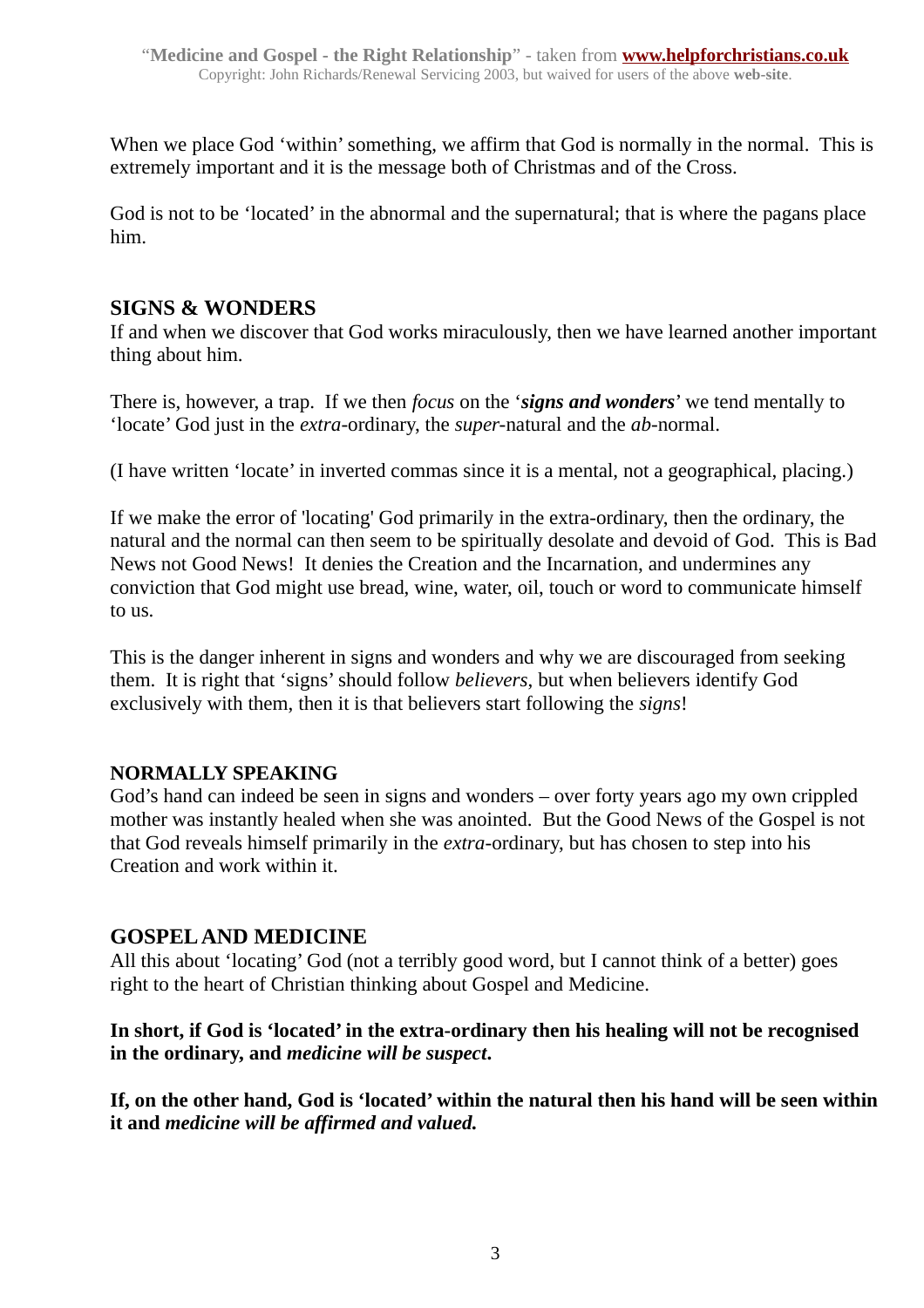When we place God ‘within’ something, we affirm that God is normally in the normal. This is extremely important and it is the message both of Christmas and of the Cross.

God is not to be ‘located’ in the abnormal and the supernatural; that is where the pagans place him.

## SIGNS & WONDERS

If and when we discover that God works miraculously, then we have learned another important thing about him.

There is, however, a trap. If we then *focus* on the ‘***signs and wonders***’ we tend mentally to ‘locate’ God just in the *extra*-ordinary, the *super*-natural and the *ab*-normal.

(I have written ‘locate’ in inverted commas since it is a mental, not a geographical, placing.)

If we make the error of 'locating' God primarily in the extra-ordinary, then the ordinary, the natural and the normal can then seem to be spiritually desolate and devoid of God. This is Bad News not Good News! It denies the Creation and the Incarnation, and undermines any conviction that God might use bread, wine, water, oil, touch or word to communicate himself to us.

This is the danger inherent in signs and wonders and why we are discouraged from seeking them. It is right that ‘signs’ should follow *believers*, but when believers identify God exclusively with them, then it is that believers start following the *signs*!

### NORMALLY SPEAKING

God’s hand can indeed be seen in signs and wonders – over forty years ago my own crippled mother was instantly healed when she was anointed. But the Good News of the Gospel is not that God reveals himself primarily in the *extra*-ordinary, but has chosen to step into his Creation and work within it.

## GOSPEL AND MEDICINE

All this about ‘locating’ God (not a terribly good word, but I cannot think of a better) goes right to the heart of Christian thinking about Gospel and Medicine.

**In short, if God is ‘located’ in the extra-ordinary then his healing will not be recognised in the ordinary, and *medicine will be suspect*.**

**If, on the other hand, God is ‘located’ within the natural then his hand will be seen within it and *medicine will be affirmed and valued.***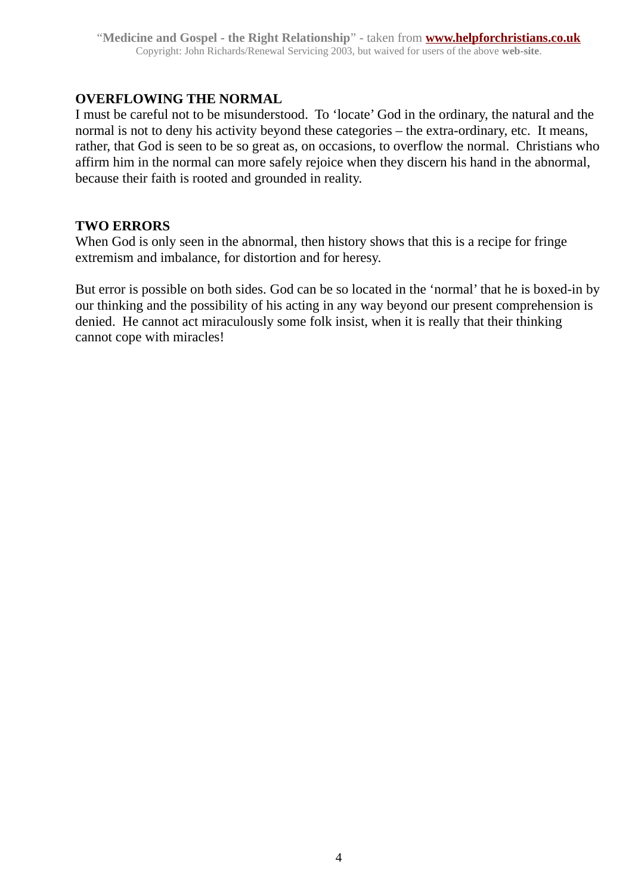## OVERFLOWING THE NORMAL

I must be careful not to be misunderstood. To 'locate' God in the ordinary, the natural and the normal is not to deny his activity beyond these categories – the extra-ordinary, etc. It means, rather, that God is seen to be so great as, on occasions, to overflow the normal. Christians who affirm him in the normal can more safely rejoice when they discern his hand in the abnormal, because their faith is rooted and grounded in reality.

## TWO ERRORS

When God is only seen in the abnormal, then history shows that this is a recipe for fringe extremism and imbalance, for distortion and for heresy.

But error is possible on both sides. God can be so located in the 'normal' that he is boxed-in by our thinking and the possibility of his acting in any way beyond our present comprehension is denied. He cannot act miraculously some folk insist, when it is really that their thinking cannot cope with miracles!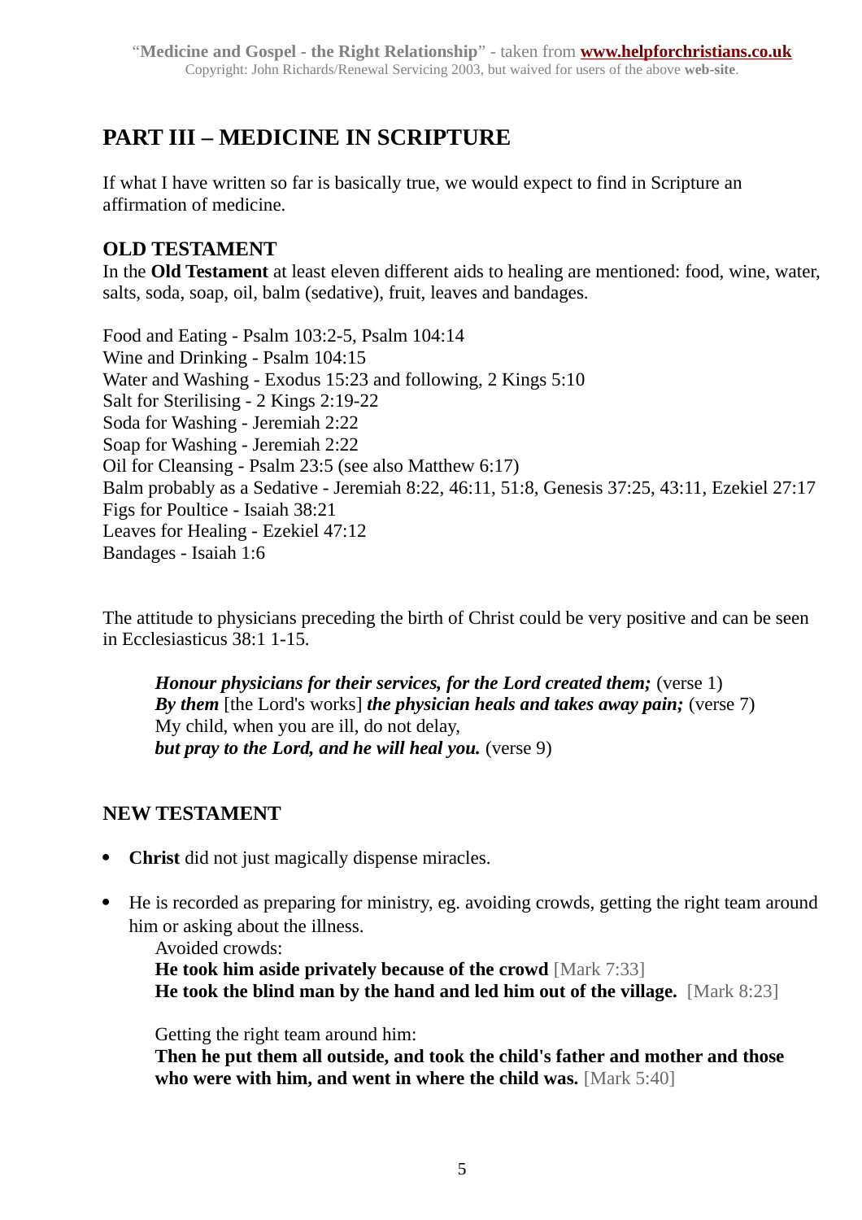## PART III – MEDICINE IN SCRIPTURE

If what I have written so far is basically true, we would expect to find in Scripture an affirmation of medicine.

### OLD TESTAMENT

In the **Old Testament** at least eleven different aids to healing are mentioned: food, wine, water, salts, soda, soap, oil, balm (sedative), fruit, leaves and bandages.

Food and Eating - Psalm 103:2-5, Psalm 104:14
Wine and Drinking - Psalm 104:15
Water and Washing - Exodus 15:23 and following, 2 Kings 5:10
Salt for Sterilising - 2 Kings 2:19-22
Soda for Washing - Jeremiah 2:22
Soap for Washing - Jeremiah 2:22
Oil for Cleansing - Psalm 23:5 (see also Matthew 6:17)
Balm probably as a Sedative - Jeremiah 8:22, 46:11, 51:8, Genesis 37:25, 43:11, Ezekiel 27:17
Figs for Poultice - Isaiah 38:21
Leaves for Healing - Ezekiel 47:12
Bandages - Isaiah 1:6

The attitude to physicians preceding the birth of Christ could be very positive and can be seen in Ecclesiasticus 38:1 1-15.

> ***Honour physicians for their services, for the Lord created them;*** (verse 1)
> ***By them*** [the Lord's works] ***the physician heals and takes away pain;*** (verse 7)
> My child, when you are ill, do not delay,
> ***but pray to the Lord, and he will heal you.*** (verse 9)

### NEW TESTAMENT

- **Christ** did not just magically dispense miracles.

- He is recorded as preparing for ministry, eg. avoiding crowds, getting the right team around him or asking about the illness.

  Avoided crowds:
  **He took him aside privately because of the crowd** [Mark 7:33]
  **He took the blind man by the hand and led him out of the village.** [Mark 8:23]

  Getting the right team around him:
  **Then he put them all outside, and took the child's father and mother and those who were with him, and went in where the child was.** [Mark 5:40]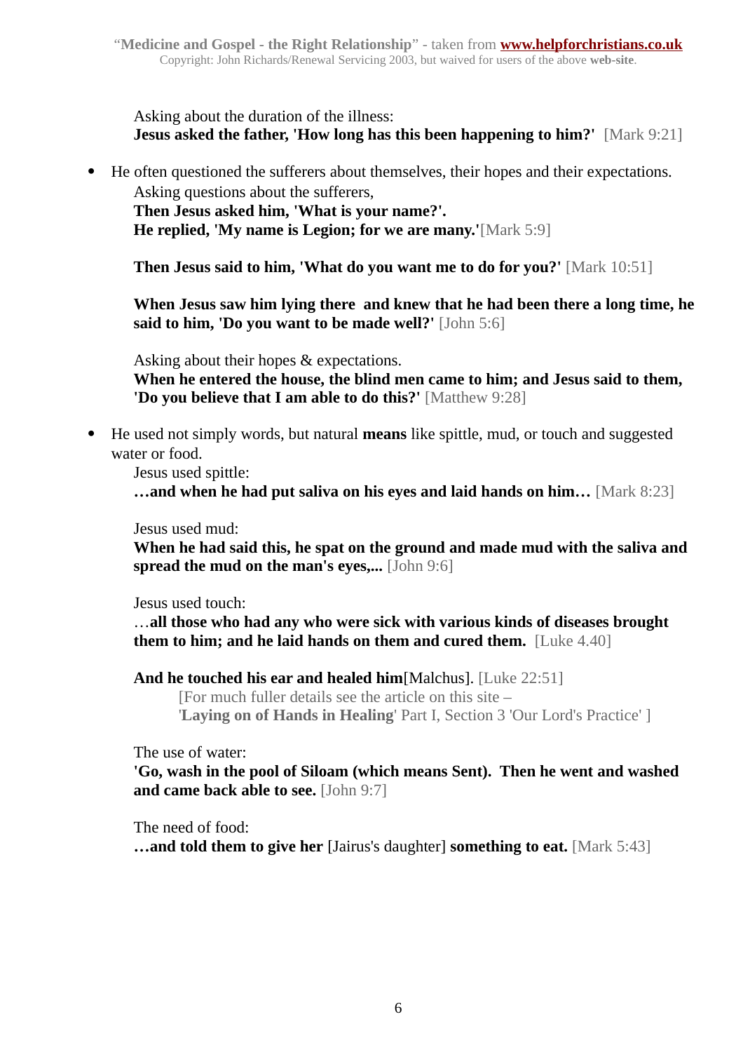Asking about the duration of the illness:
**Jesus asked the father, 'How long has this been happening to him?'** [Mark 9:21]

- He often questioned the sufferers about themselves, their hopes and their expectations.

  Asking questions about the sufferers,
  **Then Jesus asked him, 'What is your name?'.**
  **He replied, 'My name is Legion; for we are many.'**[Mark 5:9]

  **Then Jesus said to him, 'What do you want me to do for you?'** [Mark 10:51]

  **When Jesus saw him lying there and knew that he had been there a long time, he said to him, 'Do you want to be made well?'** [John 5:6]

  Asking about their hopes & expectations.
  **When he entered the house, the blind men came to him; and Jesus said to them, 'Do you believe that I am able to do this?'** [Matthew 9:28]

- He used not simply words, but natural **means** like spittle, mud, or touch and suggested water or food.

  Jesus used spittle:
  **…and when he had put saliva on his eyes and laid hands on him…** [Mark 8:23]

  Jesus used mud:
  **When he had said this, he spat on the ground and made mud with the saliva and spread the mud on the man's eyes,...** [John 9:6]

  Jesus used touch:
  …**all those who had any who were sick with various kinds of diseases brought them to him; and he laid hands on them and cured them.** [Luke 4.40]

  **And he touched his ear and healed him**[Malchus]. [Luke 22:51]

  [For much fuller details see the article on this site –
  '**Laying on of Hands in Healing**' Part I, Section 3 'Our Lord's Practice' ]

  The use of water:
  **'Go, wash in the pool of Siloam (which means Sent). Then he went and washed and came back able to see.** [John 9:7]

  The need of food:
  **…and told them to give her** [Jairus's daughter] **something to eat.** [Mark 5:43]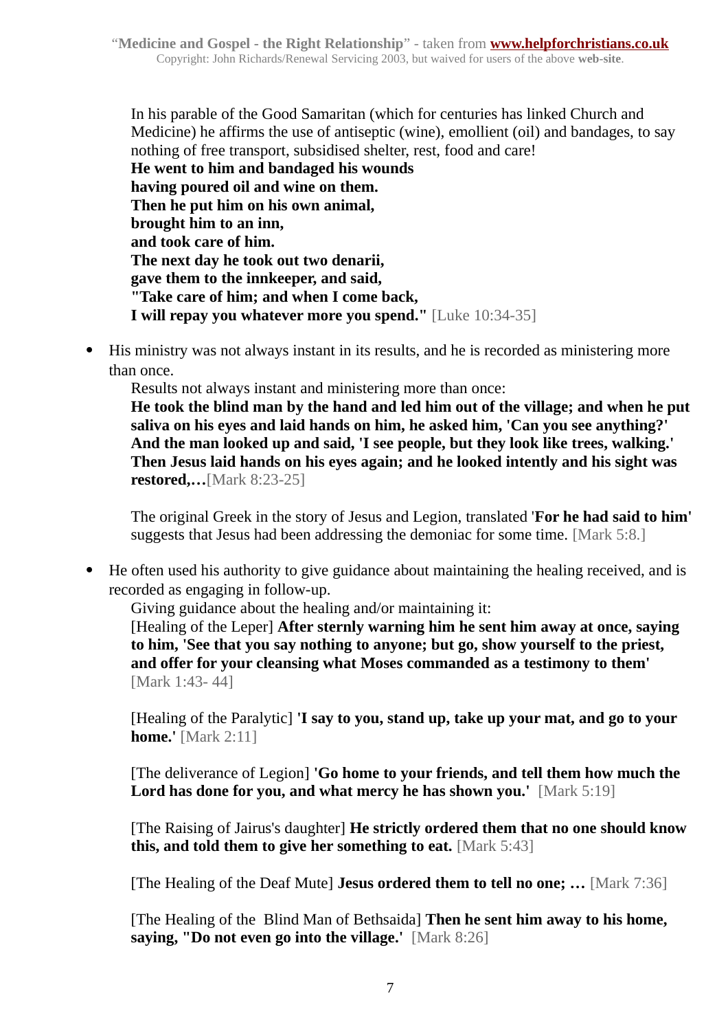In his parable of the Good Samaritan (which for centuries has linked Church and Medicine) he affirms the use of antiseptic (wine), emollient (oil) and bandages, to say nothing of free transport, subsidised shelter, rest, food and care!
**He went to him and bandaged his wounds**
**having poured oil and wine on them.**
**Then he put him on his own animal,**
**brought him to an inn,**
**and took care of him.**
**The next day he took out two denarii,**
**gave them to the innkeeper, and said,**
**"Take care of him; and when I come back,**
**I will repay you whatever more you spend."** [Luke 10:34-35]

- His ministry was not always instant in its results, and he is recorded as ministering more than once.

  Results not always instant and ministering more than once:
  **He took the blind man by the hand and led him out of the village; and when he put saliva on his eyes and laid hands on him, he asked him, 'Can you see anything?' And the man looked up and said, 'I see people, but they look like trees, walking.' Then Jesus laid hands on his eyes again; and he looked intently and his sight was restored,…**[Mark 8:23-25]

  The original Greek in the story of Jesus and Legion, translated '**For he had said to him'** suggests that Jesus had been addressing the demoniac for some time. [Mark 5:8.]

- He often used his authority to give guidance about maintaining the healing received, and is recorded as engaging in follow-up.

  Giving guidance about the healing and/or maintaining it:
  [Healing of the Leper] **After sternly warning him he sent him away at once, saying to him, 'See that you say nothing to anyone; but go, show yourself to the priest, and offer for your cleansing what Moses commanded as a testimony to them'** [Mark 1:43- 44]

  [Healing of the Paralytic] **'I say to you, stand up, take up your mat, and go to your home.'** [Mark 2:11]

  [The deliverance of Legion] **'Go home to your friends, and tell them how much the Lord has done for you, and what mercy he has shown you.'** [Mark 5:19]

  [The Raising of Jairus's daughter] **He strictly ordered them that no one should know this, and told them to give her something to eat.** [Mark 5:43]

  [The Healing of the Deaf Mute] **Jesus ordered them to tell no one; …** [Mark 7:36]

  [The Healing of the Blind Man of Bethsaida] **Then he sent him away to his home, saying, "Do not even go into the village.'** [Mark 8:26]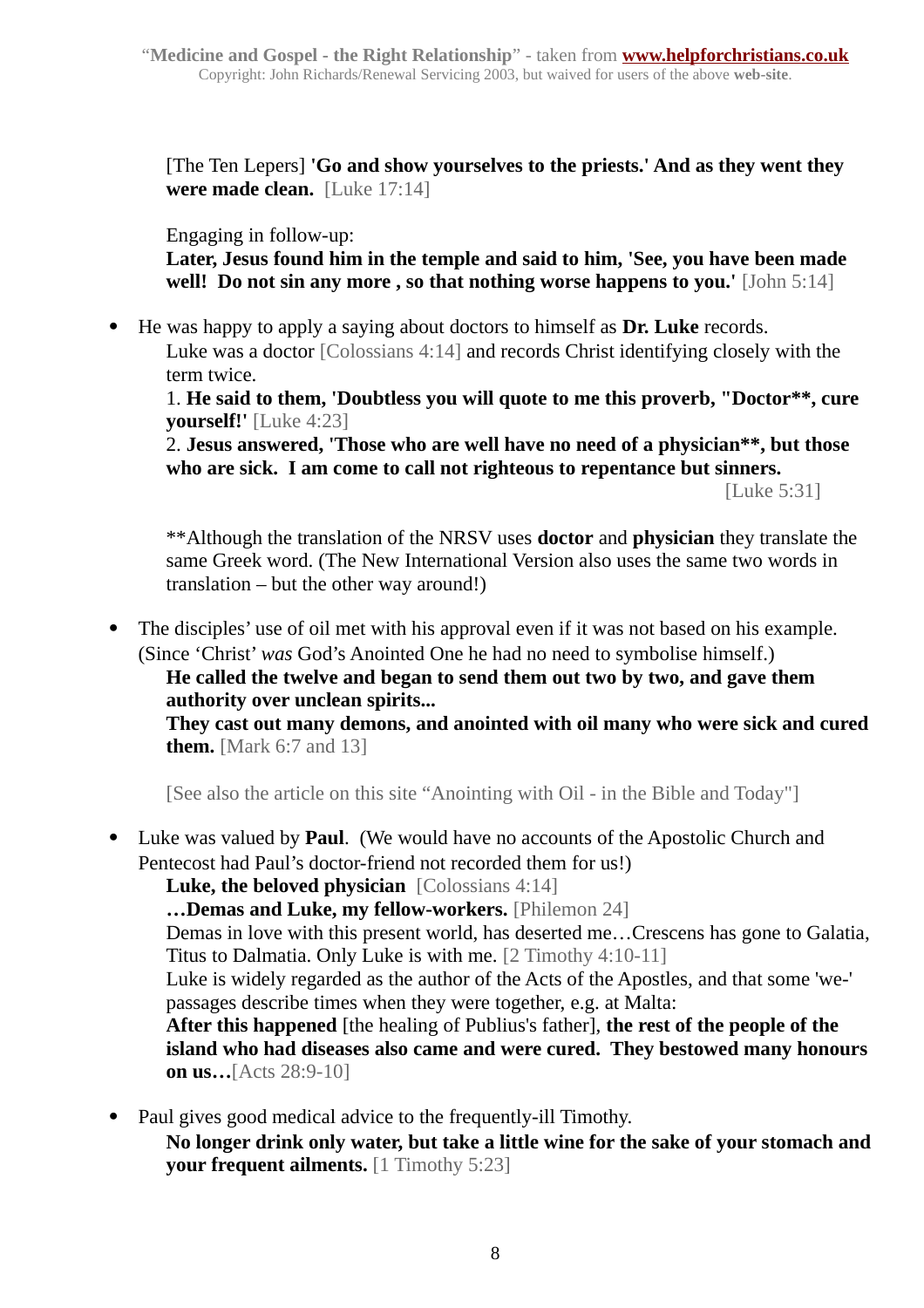[The Ten Lepers] **'Go and show yourselves to the priests.' And as they went they were made clean.** [Luke 17:14]

Engaging in follow-up:
**Later, Jesus found him in the temple and said to him, 'See, you have been made well! Do not sin any more , so that nothing worse happens to you.'** [John 5:14]

- He was happy to apply a saying about doctors to himself as **Dr. Luke** records.
  Luke was a doctor [Colossians 4:14] and records Christ identifying closely with the term twice.
  1. **He said to them, 'Doubtless you will quote to me this proverb, "Doctor**, cure yourself!'** [Luke 4:23]
  2. **Jesus answered, 'Those who are well have no need of a physician**, but those who are sick. I am come to call not righteous to repentance but sinners.** [Luke 5:31]

  **Although the translation of the NRSV uses **doctor** and **physician** they translate the same Greek word. (The New International Version also uses the same two words in translation – but the other way around!)

- The disciples' use of oil met with his approval even if it was not based on his example. (Since 'Christ' *was* God's Anointed One he had no need to symbolise himself.)
  **He called the twelve and began to send them out two by two, and gave them authority over unclean spirits...**
  **They cast out many demons, and anointed with oil many who were sick and cured them.** [Mark 6:7 and 13]

  [See also the article on this site "Anointing with Oil - in the Bible and Today"]

- Luke was valued by **Paul**. (We would have no accounts of the Apostolic Church and Pentecost had Paul's doctor-friend not recorded them for us!)
  **Luke, the beloved physician** [Colossians 4:14]
  **…Demas and Luke, my fellow-workers.** [Philemon 24]
  Demas in love with this present world, has deserted me…Crescens has gone to Galatia, Titus to Dalmatia. Only Luke is with me. [2 Timothy 4:10-11]
  Luke is widely regarded as the author of the Acts of the Apostles, and that some 'we-' passages describe times when they were together, e.g. at Malta:
  **After this happened** [the healing of Publius's father], **the rest of the people of the island who had diseases also came and were cured. They bestowed many honours on us…**[Acts 28:9-10]

- Paul gives good medical advice to the frequently-ill Timothy.
  **No longer drink only water, but take a little wine for the sake of your stomach and your frequent ailments.** [1 Timothy 5:23]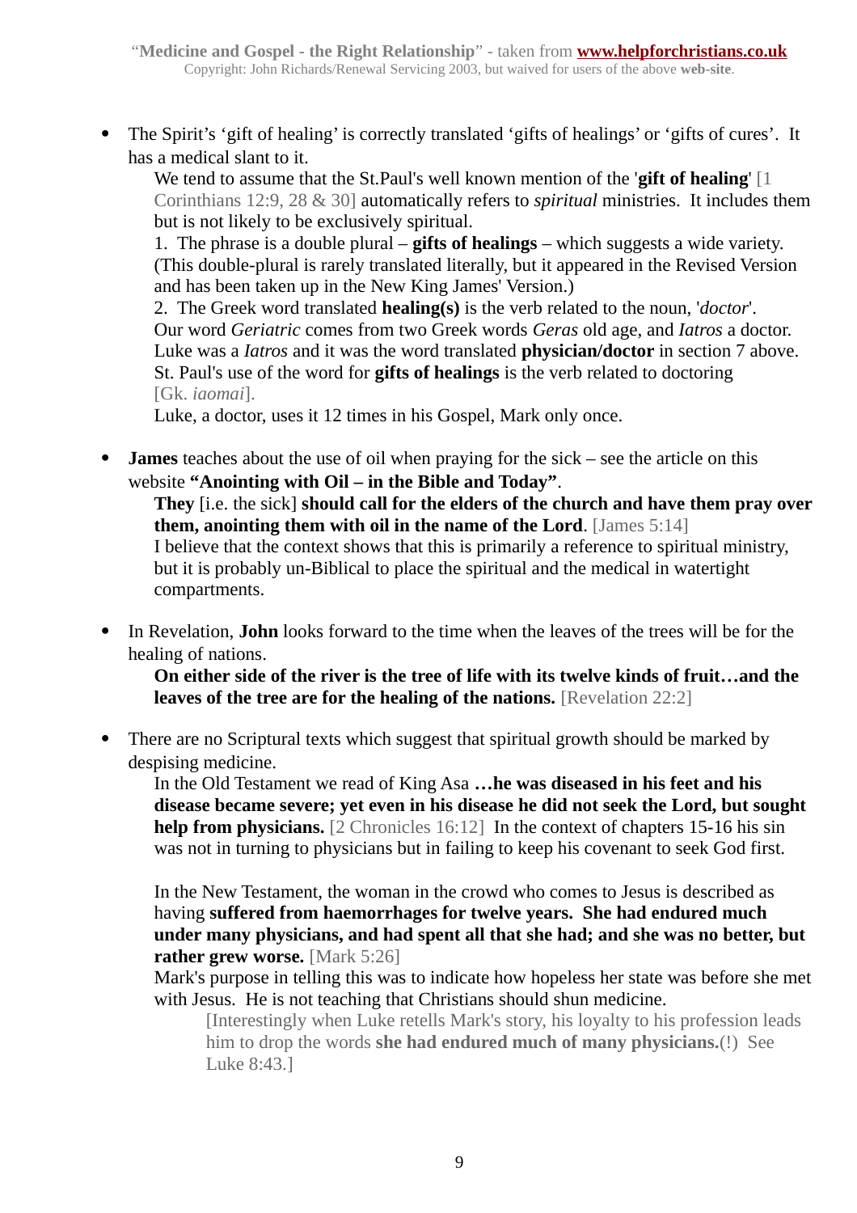- The Spirit's 'gift of healing' is correctly translated 'gifts of healings' or 'gifts of cures'. It has a medical slant to it.

  We tend to assume that the St.Paul's well known mention of the '**gift of healing**' [1 Corinthians 12:9, 28 & 30] automatically refers to *spiritual* ministries. It includes them but is not likely to be exclusively spiritual.

  1. The phrase is a double plural – **gifts of healings** – which suggests a wide variety. (This double-plural is rarely translated literally, but it appeared in the Revised Version and has been taken up in the New King James' Version.)

  2. The Greek word translated **healing(s)** is the verb related to the noun, '*doctor*'. Our word *Geriatric* comes from two Greek words *Geras* old age, and *Iatros* a doctor. Luke was a *Iatros* and it was the word translated **physician/doctor** in section 7 above. St. Paul's use of the word for **gifts of healings** is the verb related to doctoring [Gk. *iaomai*].

  Luke, a doctor, uses it 12 times in his Gospel, Mark only once.

- **James** teaches about the use of oil when praying for the sick – see the article on this website **"Anointing with Oil – in the Bible and Today"**.

  **They** [i.e. the sick] **should call for the elders of the church and have them pray over them, anointing them with oil in the name of the Lord**. [James 5:14]

  I believe that the context shows that this is primarily a reference to spiritual ministry, but it is probably un-Biblical to place the spiritual and the medical in watertight compartments.

- In Revelation, **John** looks forward to the time when the leaves of the trees will be for the healing of nations.

  **On either side of the river is the tree of life with its twelve kinds of fruit…and the leaves of the tree are for the healing of the nations.** [Revelation 22:2]

- There are no Scriptural texts which suggest that spiritual growth should be marked by despising medicine.

  In the Old Testament we read of King Asa **…he was diseased in his feet and his disease became severe; yet even in his disease he did not seek the Lord, but sought help from physicians.** [2 Chronicles 16:12] In the context of chapters 15-16 his sin was not in turning to physicians but in failing to keep his covenant to seek God first.

  In the New Testament, the woman in the crowd who comes to Jesus is described as having **suffered from haemorrhages for twelve years. She had endured much under many physicians, and had spent all that she had; and she was no better, but rather grew worse.** [Mark 5:26]

  Mark's purpose in telling this was to indicate how hopeless her state was before she met with Jesus. He is not teaching that Christians should shun medicine.

  > [Interestingly when Luke retells Mark's story, his loyalty to his profession leads him to drop the words **she had endured much of many physicians.**(!) See Luke 8:43.]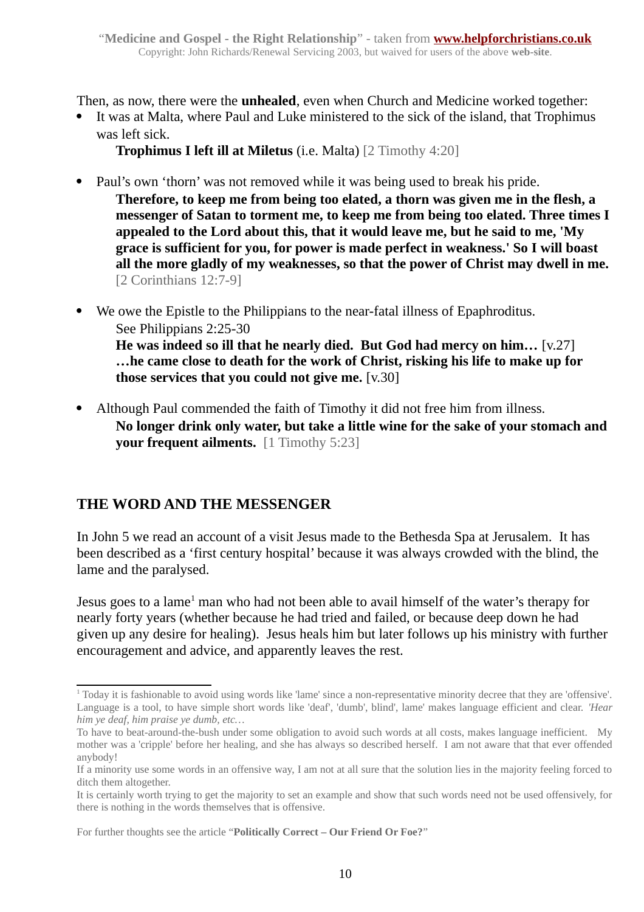Then, as now, there were the **unhealed**, even when Church and Medicine worked together:

- It was at Malta, where Paul and Luke ministered to the sick of the island, that Trophimus was left sick.

  **Trophimus I left ill at Miletus** (i.e. Malta) [2 Timothy 4:20]

- Paul's own 'thorn' was not removed while it was being used to break his pride.

  **Therefore, to keep me from being too elated, a thorn was given me in the flesh, a messenger of Satan to torment me, to keep me from being too elated. Three times I appealed to the Lord about this, that it would leave me, but he said to me, 'My grace is sufficient for you, for power is made perfect in weakness.' So I will boast all the more gladly of my weaknesses, so that the power of Christ may dwell in me.** [2 Corinthians 12:7-9]

- We owe the Epistle to the Philippians to the near-fatal illness of Epaphroditus.

  See Philippians 2:25-30

  **He was indeed so ill that he nearly died. But God had mercy on him…** [v.27]

  **…he came close to death for the work of Christ, risking his life to make up for those services that you could not give me.** [v.30]

- Although Paul commended the faith of Timothy it did not free him from illness.

  **No longer drink only water, but take a little wine for the sake of your stomach and your frequent ailments.** [1 Timothy 5:23]

## THE WORD AND THE MESSENGER

In John 5 we read an account of a visit Jesus made to the Bethesda Spa at Jerusalem. It has been described as a 'first century hospital' because it was always crowded with the blind, the lame and the paralysed.

Jesus goes to a lame[1] man who had not been able to avail himself of the water's therapy for nearly forty years (whether because he had tried and failed, or because deep down he had given up any desire for healing). Jesus heals him but later follows up his ministry with further encouragement and advice, and apparently leaves the rest.

---

[1] Today it is fashionable to avoid using words like 'lame' since a non-representative minority decree that they are 'offensive'. Language is a tool, to have simple short words like 'deaf', 'dumb', blind', lame' makes language efficient and clear. *'Hear him ye deaf, him praise ye dumb, etc…*

To have to beat-around-the-bush under some obligation to avoid such words at all costs, makes language inefficient. My mother was a 'cripple' before her healing, and she has always so described herself. I am not aware that that ever offended anybody!

If a minority use some words in an offensive way, I am not at all sure that the solution lies in the majority feeling forced to ditch them altogether.

It is certainly worth trying to get the majority to set an example and show that such words need not be used offensively, for there is nothing in the words themselves that is offensive.

For further thoughts see the article "**Politically Correct – Our Friend Or Foe?**"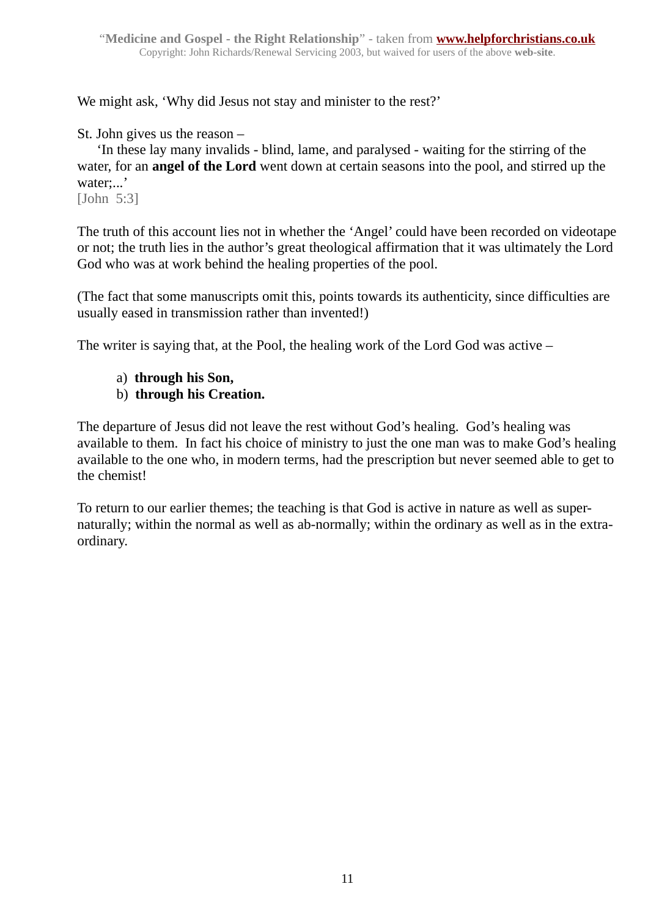We might ask, 'Why did Jesus not stay and minister to the rest?'

St. John gives us the reason –

'In these lay many invalids - blind, lame, and paralysed - waiting for the stirring of the water, for an **angel of the Lord** went down at certain seasons into the pool, and stirred up the water;...'
[John 5:3]

The truth of this account lies not in whether the 'Angel' could have been recorded on videotape or not; the truth lies in the author's great theological affirmation that it was ultimately the Lord God who was at work behind the healing properties of the pool.

(The fact that some manuscripts omit this, points towards its authenticity, since difficulties are usually eased in transmission rather than invented!)

The writer is saying that, at the Pool, the healing work of the Lord God was active –

a) **through his Son,**
b) **through his Creation.**

The departure of Jesus did not leave the rest without God's healing. God's healing was available to them. In fact his choice of ministry to just the one man was to make God's healing available to the one who, in modern terms, had the prescription but never seemed able to get to the chemist!

To return to our earlier themes; the teaching is that God is active in nature as well as super-naturally; within the normal as well as ab-normally; within the ordinary as well as in the extra-ordinary.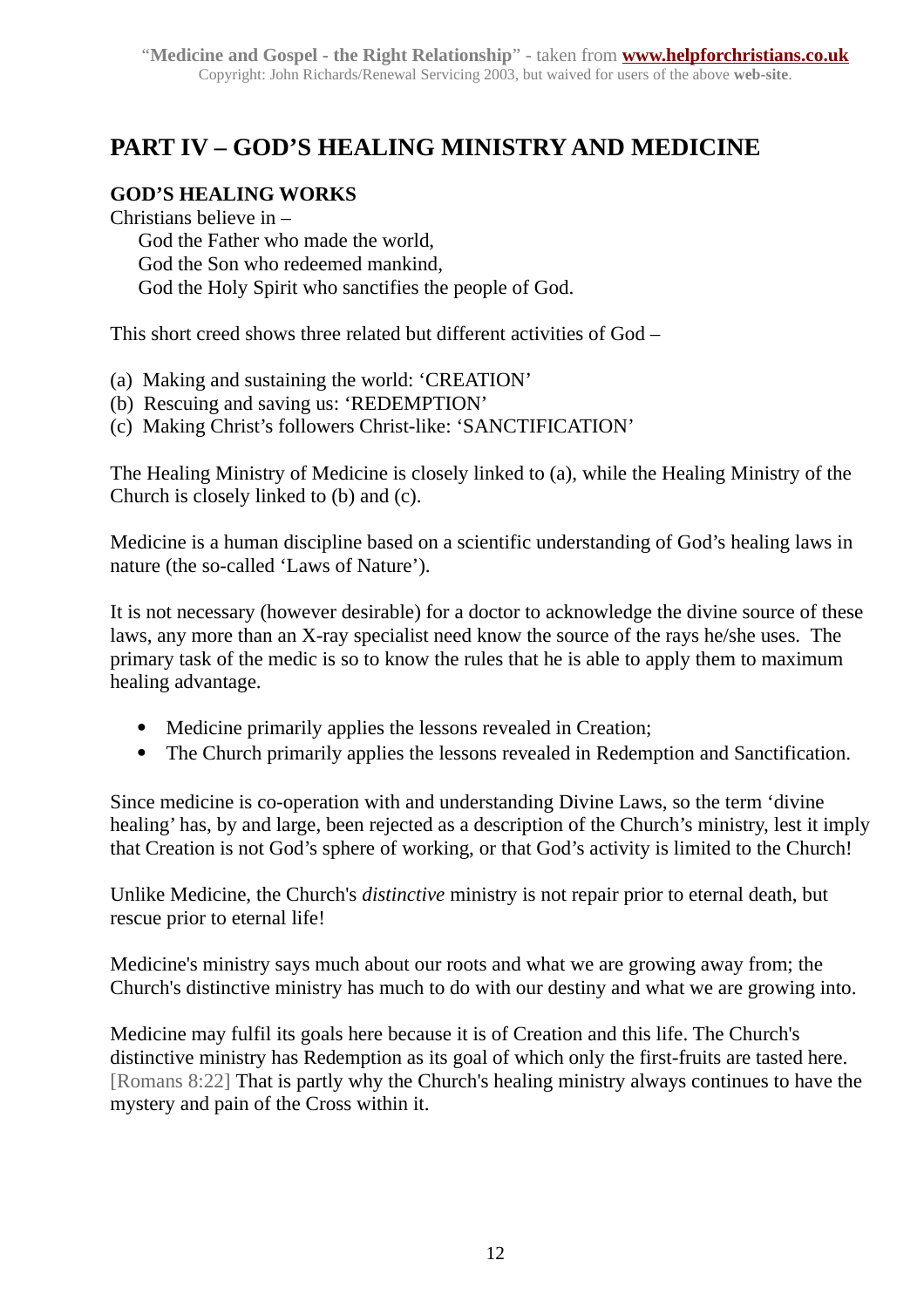# PART IV – GOD'S HEALING MINISTRY AND MEDICINE

## GOD'S HEALING WORKS

Christians believe in –
God the Father who made the world,
God the Son who redeemed mankind,
God the Holy Spirit who sanctifies the people of God.

This short creed shows three related but different activities of God –

(a) Making and sustaining the world: 'CREATION'
(b) Rescuing and saving us: 'REDEMPTION'
(c) Making Christ's followers Christ-like: 'SANCTIFICATION'

The Healing Ministry of Medicine is closely linked to (a), while the Healing Ministry of the Church is closely linked to (b) and (c).

Medicine is a human discipline based on a scientific understanding of God's healing laws in nature (the so-called 'Laws of Nature').

It is not necessary (however desirable) for a doctor to acknowledge the divine source of these laws, any more than an X-ray specialist need know the source of the rays he/she uses. The primary task of the medic is so to know the rules that he is able to apply them to maximum healing advantage.

- Medicine primarily applies the lessons revealed in Creation;
- The Church primarily applies the lessons revealed in Redemption and Sanctification.

Since medicine is co-operation with and understanding Divine Laws, so the term 'divine healing' has, by and large, been rejected as a description of the Church's ministry, lest it imply that Creation is not God's sphere of working, or that God's activity is limited to the Church!

Unlike Medicine, the Church's *distinctive* ministry is not repair prior to eternal death, but rescue prior to eternal life!

Medicine's ministry says much about our roots and what we are growing away from; the Church's distinctive ministry has much to do with our destiny and what we are growing into.

Medicine may fulfil its goals here because it is of Creation and this life. The Church's distinctive ministry has Redemption as its goal of which only the first-fruits are tasted here. [Romans 8:22] That is partly why the Church's healing ministry always continues to have the mystery and pain of the Cross within it.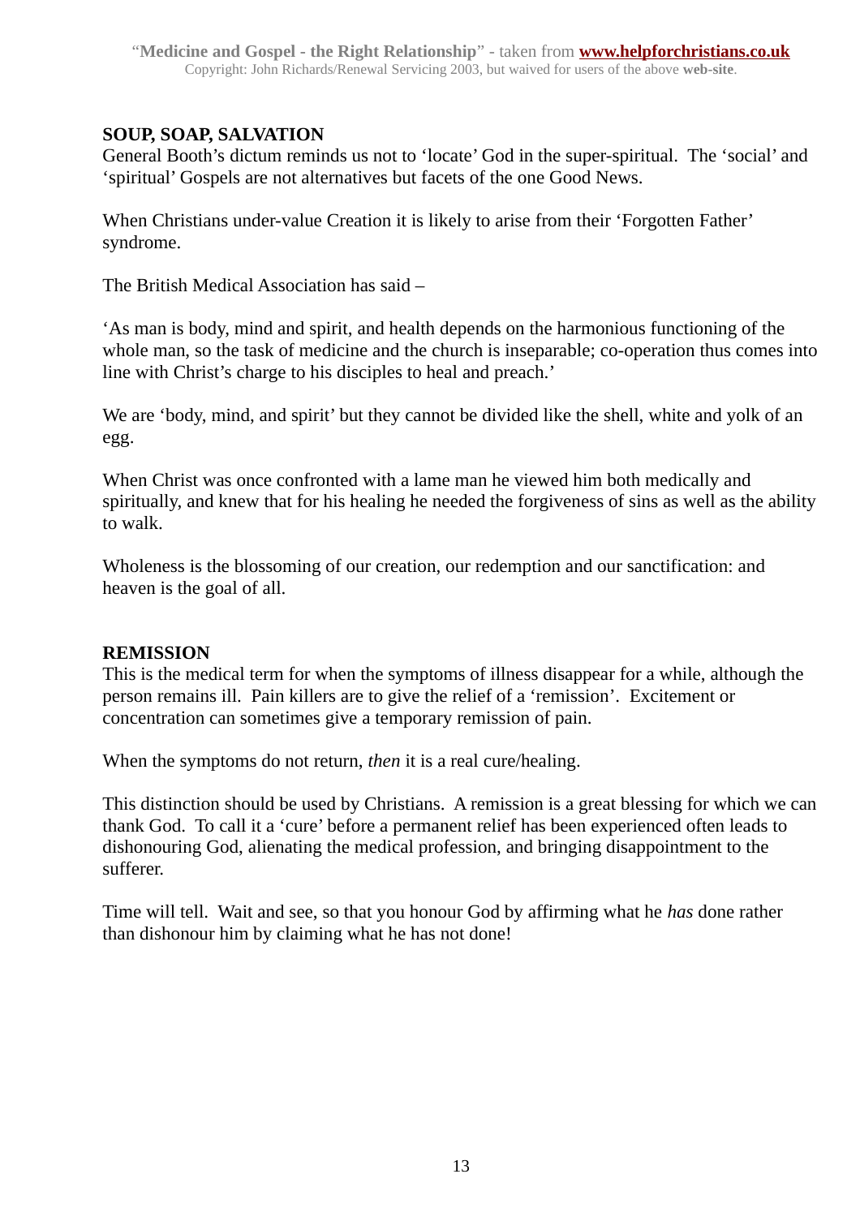## SOUP, SOAP, SALVATION

General Booth's dictum reminds us not to 'locate' God in the super-spiritual. The 'social' and 'spiritual' Gospels are not alternatives but facets of the one Good News.

When Christians under-value Creation it is likely to arise from their 'Forgotten Father' syndrome.

The British Medical Association has said –

'As man is body, mind and spirit, and health depends on the harmonious functioning of the whole man, so the task of medicine and the church is inseparable; co-operation thus comes into line with Christ's charge to his disciples to heal and preach.'

We are 'body, mind, and spirit' but they cannot be divided like the shell, white and yolk of an egg.

When Christ was once confronted with a lame man he viewed him both medically and spiritually, and knew that for his healing he needed the forgiveness of sins as well as the ability to walk.

Wholeness is the blossoming of our creation, our redemption and our sanctification: and heaven is the goal of all.

## REMISSION

This is the medical term for when the symptoms of illness disappear for a while, although the person remains ill. Pain killers are to give the relief of a 'remission'. Excitement or concentration can sometimes give a temporary remission of pain.

When the symptoms do not return, *then* it is a real cure/healing.

This distinction should be used by Christians. A remission is a great blessing for which we can thank God. To call it a 'cure' before a permanent relief has been experienced often leads to dishonouring God, alienating the medical profession, and bringing disappointment to the sufferer.

Time will tell. Wait and see, so that you honour God by affirming what he *has* done rather than dishonour him by claiming what he has not done!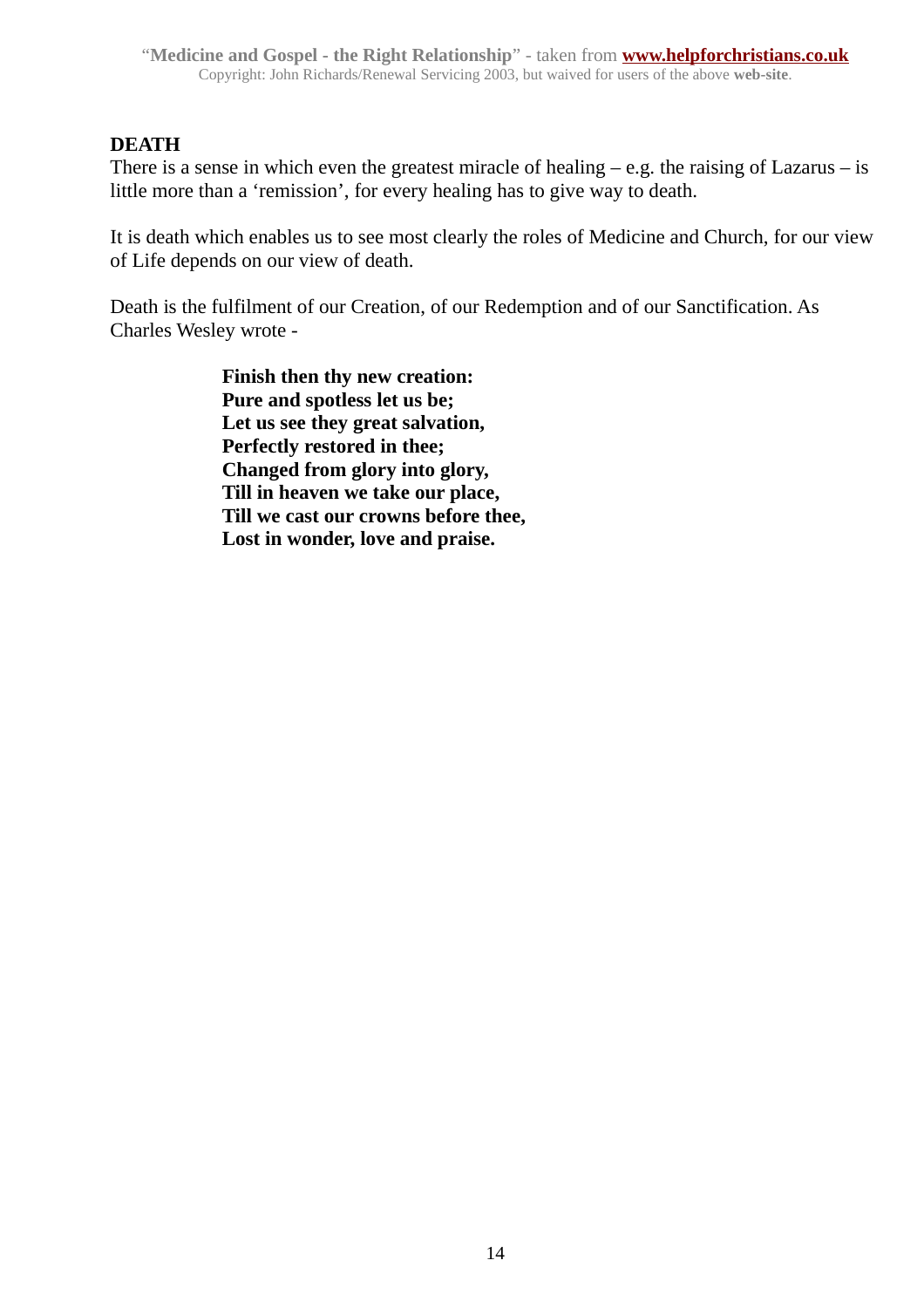## DEATH

There is a sense in which even the greatest miracle of healing – e.g. the raising of Lazarus – is little more than a 'remission', for every healing has to give way to death.

It is death which enables us to see most clearly the roles of Medicine and Church, for our view of Life depends on our view of death.

Death is the fulfilment of our Creation, of our Redemption and of our Sanctification. As Charles Wesley wrote -

> **Finish then thy new creation:**
> **Pure and spotless let us be;**
> **Let us see they great salvation,**
> **Perfectly restored in thee;**
> **Changed from glory into glory,**
> **Till in heaven we take our place,**
> **Till we cast our crowns before thee,**
> **Lost in wonder, love and praise.**